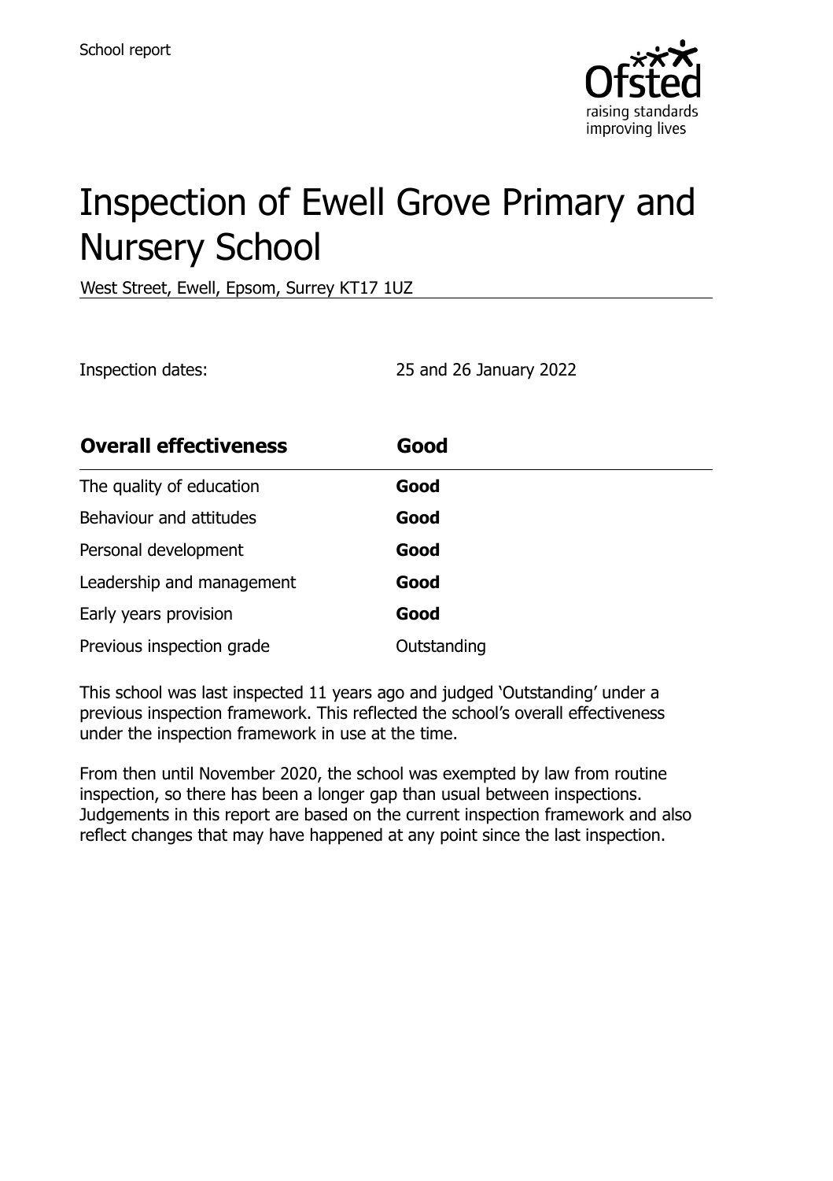School report

# Inspection of Ewell Grove Primary and Nursery School

West Street, Ewell, Epsom, Surrey KT17 1UZ

Inspection dates: 25 and 26 January 2022

| **Overall effectiveness** | **Good** |
| --- | --- |
| The quality of education | **Good** |
| Behaviour and attitudes | **Good** |
| Personal development | **Good** |
| Leadership and management | **Good** |
| Early years provision | **Good** |
| Previous inspection grade | Outstanding |

This school was last inspected 11 years ago and judged 'Outstanding' under a previous inspection framework. This reflected the school's overall effectiveness under the inspection framework in use at the time.

From then until November 2020, the school was exempted by law from routine inspection, so there has been a longer gap than usual between inspections. Judgements in this report are based on the current inspection framework and also reflect changes that may have happened at any point since the last inspection.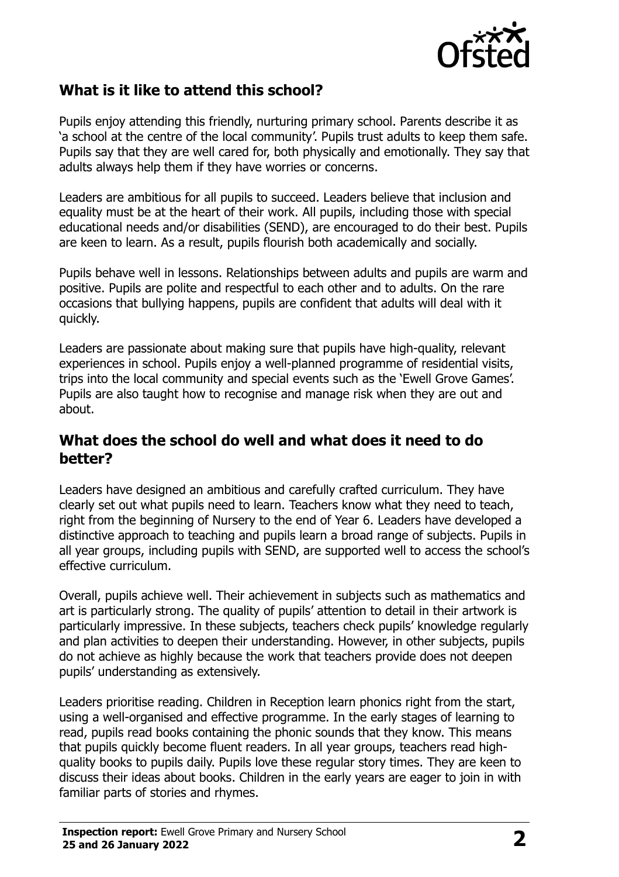## What is it like to attend this school?

Pupils enjoy attending this friendly, nurturing primary school. Parents describe it as 'a school at the centre of the local community'. Pupils trust adults to keep them safe. Pupils say that they are well cared for, both physically and emotionally. They say that adults always help them if they have worries or concerns.

Leaders are ambitious for all pupils to succeed. Leaders believe that inclusion and equality must be at the heart of their work. All pupils, including those with special educational needs and/or disabilities (SEND), are encouraged to do their best. Pupils are keen to learn. As a result, pupils flourish both academically and socially.

Pupils behave well in lessons. Relationships between adults and pupils are warm and positive. Pupils are polite and respectful to each other and to adults. On the rare occasions that bullying happens, pupils are confident that adults will deal with it quickly.

Leaders are passionate about making sure that pupils have high-quality, relevant experiences in school. Pupils enjoy a well-planned programme of residential visits, trips into the local community and special events such as the 'Ewell Grove Games'. Pupils are also taught how to recognise and manage risk when they are out and about.

## What does the school do well and what does it need to do better?

Leaders have designed an ambitious and carefully crafted curriculum. They have clearly set out what pupils need to learn. Teachers know what they need to teach, right from the beginning of Nursery to the end of Year 6. Leaders have developed a distinctive approach to teaching and pupils learn a broad range of subjects. Pupils in all year groups, including pupils with SEND, are supported well to access the school's effective curriculum.

Overall, pupils achieve well. Their achievement in subjects such as mathematics and art is particularly strong. The quality of pupils' attention to detail in their artwork is particularly impressive. In these subjects, teachers check pupils' knowledge regularly and plan activities to deepen their understanding. However, in other subjects, pupils do not achieve as highly because the work that teachers provide does not deepen pupils' understanding as extensively.

Leaders prioritise reading. Children in Reception learn phonics right from the start, using a well-organised and effective programme. In the early stages of learning to read, pupils read books containing the phonic sounds that they know. This means that pupils quickly become fluent readers. In all year groups, teachers read high-quality books to pupils daily. Pupils love these regular story times. They are keen to discuss their ideas about books. Children in the early years are eager to join in with familiar parts of stories and rhymes.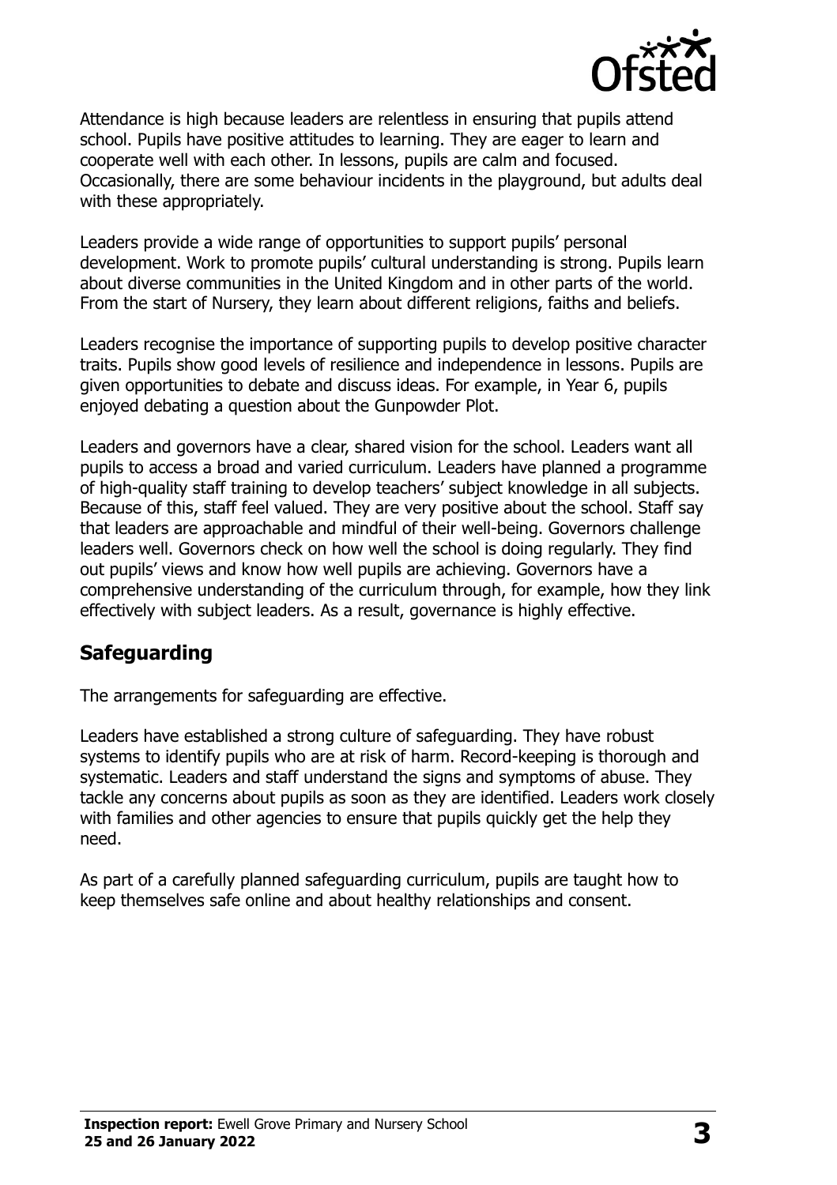Attendance is high because leaders are relentless in ensuring that pupils attend school. Pupils have positive attitudes to learning. They are eager to learn and cooperate well with each other. In lessons, pupils are calm and focused. Occasionally, there are some behaviour incidents in the playground, but adults deal with these appropriately.

Leaders provide a wide range of opportunities to support pupils' personal development. Work to promote pupils' cultural understanding is strong. Pupils learn about diverse communities in the United Kingdom and in other parts of the world. From the start of Nursery, they learn about different religions, faiths and beliefs.

Leaders recognise the importance of supporting pupils to develop positive character traits. Pupils show good levels of resilience and independence in lessons. Pupils are given opportunities to debate and discuss ideas. For example, in Year 6, pupils enjoyed debating a question about the Gunpowder Plot.

Leaders and governors have a clear, shared vision for the school. Leaders want all pupils to access a broad and varied curriculum. Leaders have planned a programme of high-quality staff training to develop teachers' subject knowledge in all subjects. Because of this, staff feel valued. They are very positive about the school. Staff say that leaders are approachable and mindful of their well-being. Governors challenge leaders well. Governors check on how well the school is doing regularly. They find out pupils' views and know how well pupils are achieving. Governors have a comprehensive understanding of the curriculum through, for example, how they link effectively with subject leaders. As a result, governance is highly effective.

## Safeguarding

The arrangements for safeguarding are effective.

Leaders have established a strong culture of safeguarding. They have robust systems to identify pupils who are at risk of harm. Record-keeping is thorough and systematic. Leaders and staff understand the signs and symptoms of abuse. They tackle any concerns about pupils as soon as they are identified. Leaders work closely with families and other agencies to ensure that pupils quickly get the help they need.

As part of a carefully planned safeguarding curriculum, pupils are taught how to keep themselves safe online and about healthy relationships and consent.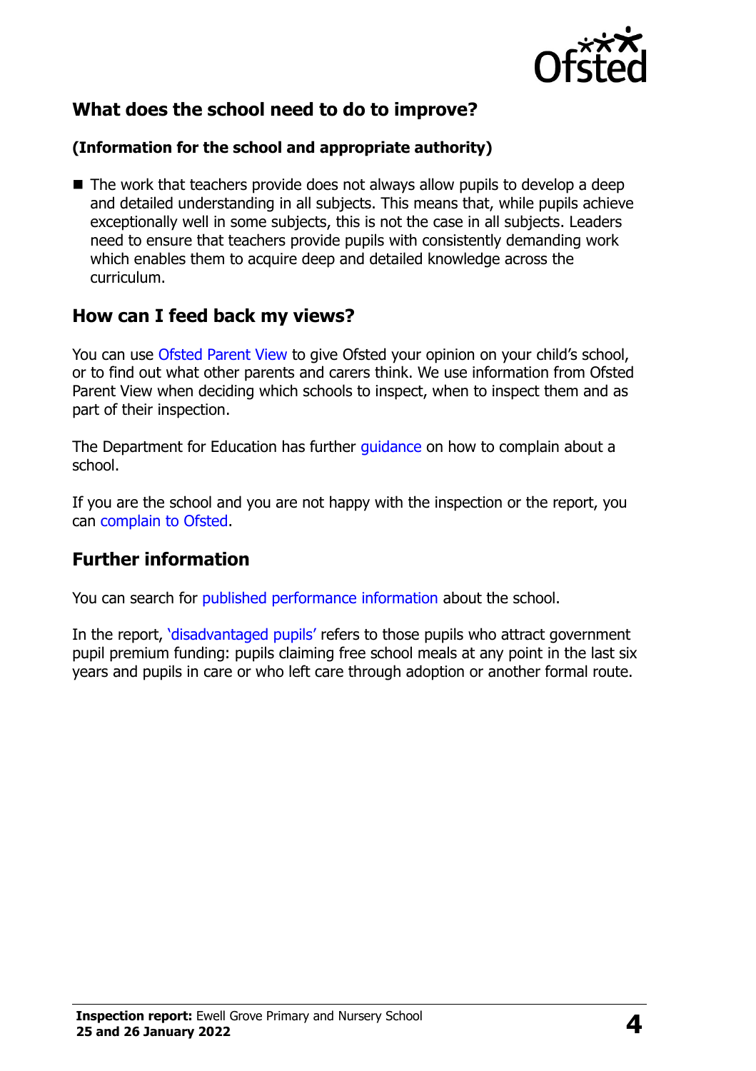## What does the school need to do to improve?

**(Information for the school and appropriate authority)**

- The work that teachers provide does not always allow pupils to develop a deep and detailed understanding in all subjects. This means that, while pupils achieve exceptionally well in some subjects, this is not the case in all subjects. Leaders need to ensure that teachers provide pupils with consistently demanding work which enables them to acquire deep and detailed knowledge across the curriculum.

## How can I feed back my views?

You can use Ofsted Parent View to give Ofsted your opinion on your child's school, or to find out what other parents and carers think. We use information from Ofsted Parent View when deciding which schools to inspect, when to inspect them and as part of their inspection.

The Department for Education has further guidance on how to complain about a school.

If you are the school and you are not happy with the inspection or the report, you can complain to Ofsted.

## Further information

You can search for published performance information about the school.

In the report, 'disadvantaged pupils' refers to those pupils who attract government pupil premium funding: pupils claiming free school meals at any point in the last six years and pupils in care or who left care through adoption or another formal route.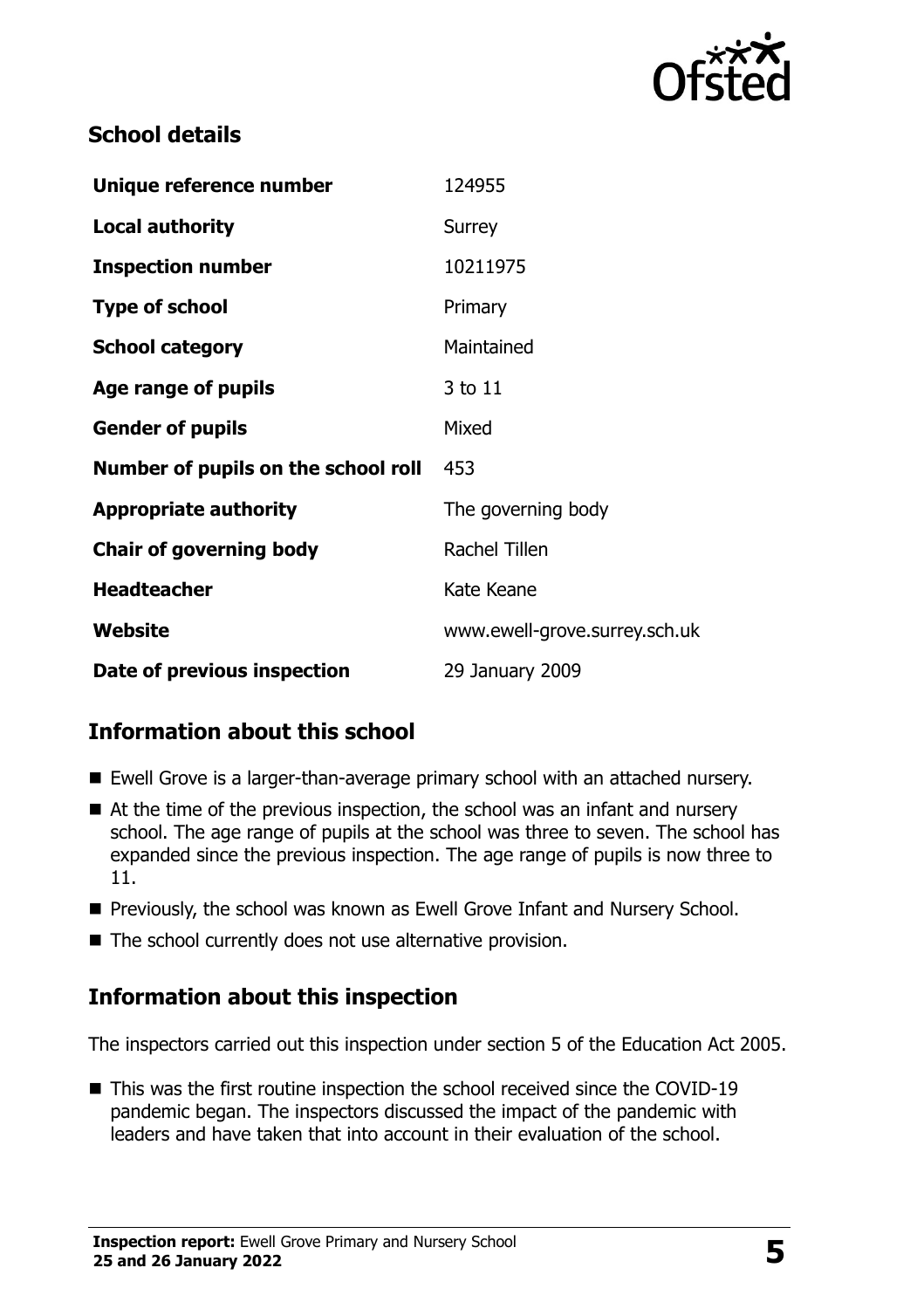## School details

| | |
|---|---|
| **Unique reference number** | 124955 |
| **Local authority** | Surrey |
| **Inspection number** | 10211975 |
| **Type of school** | Primary |
| **School category** | Maintained |
| **Age range of pupils** | 3 to 11 |
| **Gender of pupils** | Mixed |
| **Number of pupils on the school roll** | 453 |
| **Appropriate authority** | The governing body |
| **Chair of governing body** | Rachel Tillen |
| **Headteacher** | Kate Keane |
| **Website** | www.ewell-grove.surrey.sch.uk |
| **Date of previous inspection** | 29 January 2009 |

## Information about this school

- Ewell Grove is a larger-than-average primary school with an attached nursery.
- At the time of the previous inspection, the school was an infant and nursery school. The age range of pupils at the school was three to seven. The school has expanded since the previous inspection. The age range of pupils is now three to 11.
- Previously, the school was known as Ewell Grove Infant and Nursery School.
- The school currently does not use alternative provision.

## Information about this inspection

The inspectors carried out this inspection under section 5 of the Education Act 2005.

- This was the first routine inspection the school received since the COVID-19 pandemic began. The inspectors discussed the impact of the pandemic with leaders and have taken that into account in their evaluation of the school.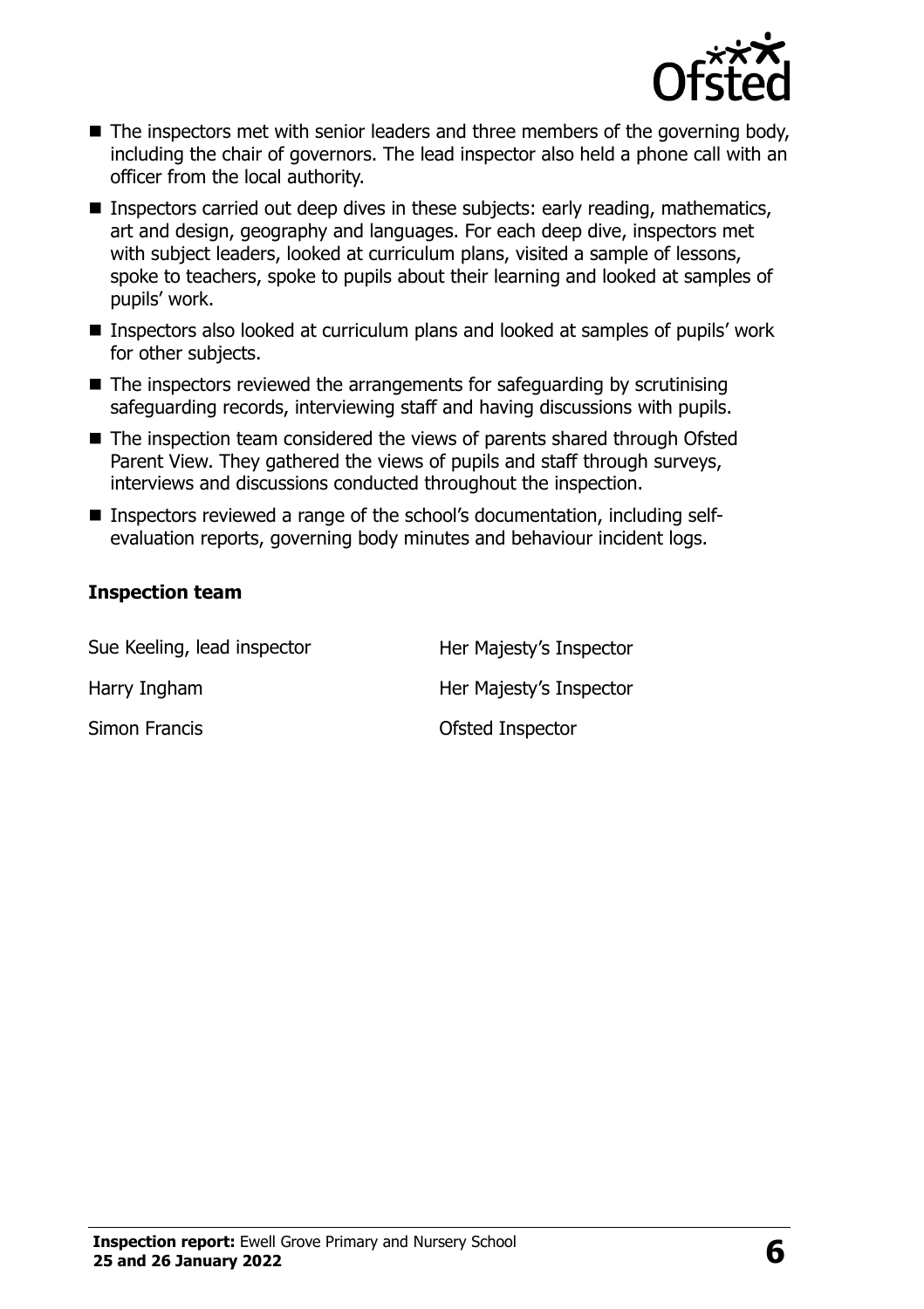- The inspectors met with senior leaders and three members of the governing body, including the chair of governors. The lead inspector also held a phone call with an officer from the local authority.
- Inspectors carried out deep dives in these subjects: early reading, mathematics, art and design, geography and languages. For each deep dive, inspectors met with subject leaders, looked at curriculum plans, visited a sample of lessons, spoke to teachers, spoke to pupils about their learning and looked at samples of pupils' work.
- Inspectors also looked at curriculum plans and looked at samples of pupils' work for other subjects.
- The inspectors reviewed the arrangements for safeguarding by scrutinising safeguarding records, interviewing staff and having discussions with pupils.
- The inspection team considered the views of parents shared through Ofsted Parent View. They gathered the views of pupils and staff through surveys, interviews and discussions conducted throughout the inspection.
- Inspectors reviewed a range of the school's documentation, including self-evaluation reports, governing body minutes and behaviour incident logs.

### Inspection team

| | |
|---|---|
| Sue Keeling, lead inspector | Her Majesty's Inspector |
| Harry Ingham | Her Majesty's Inspector |
| Simon Francis | Ofsted Inspector |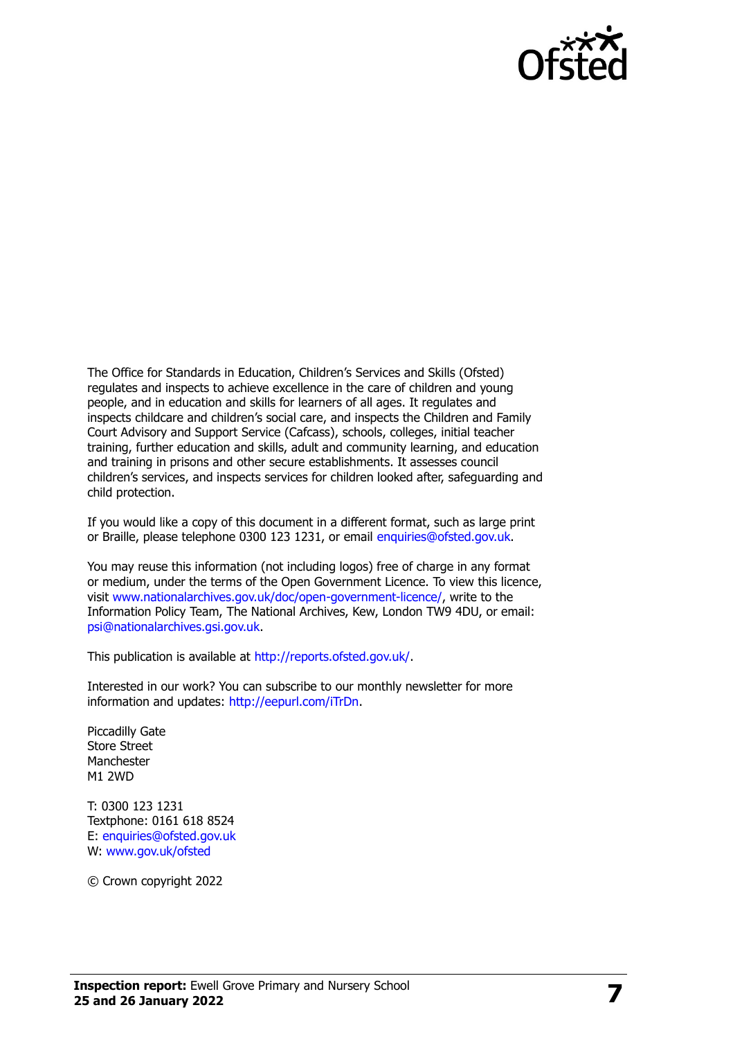The Office for Standards in Education, Children's Services and Skills (Ofsted) regulates and inspects to achieve excellence in the care of children and young people, and in education and skills for learners of all ages. It regulates and inspects childcare and children's social care, and inspects the Children and Family Court Advisory and Support Service (Cafcass), schools, colleges, initial teacher training, further education and skills, adult and community learning, and education and training in prisons and other secure establishments. It assesses council children's services, and inspects services for children looked after, safeguarding and child protection.

If you would like a copy of this document in a different format, such as large print or Braille, please telephone 0300 123 1231, or email enquiries@ofsted.gov.uk.

You may reuse this information (not including logos) free of charge in any format or medium, under the terms of the Open Government Licence. To view this licence, visit www.nationalarchives.gov.uk/doc/open-government-licence/, write to the Information Policy Team, The National Archives, Kew, London TW9 4DU, or email: psi@nationalarchives.gsi.gov.uk.

This publication is available at http://reports.ofsted.gov.uk/.

Interested in our work? You can subscribe to our monthly newsletter for more information and updates: http://eepurl.com/iTrDn.

Piccadilly Gate
Store Street
Manchester
M1 2WD

T: 0300 123 1231
Textphone: 0161 618 8524
E: enquiries@ofsted.gov.uk
W: www.gov.uk/ofsted

© Crown copyright 2022